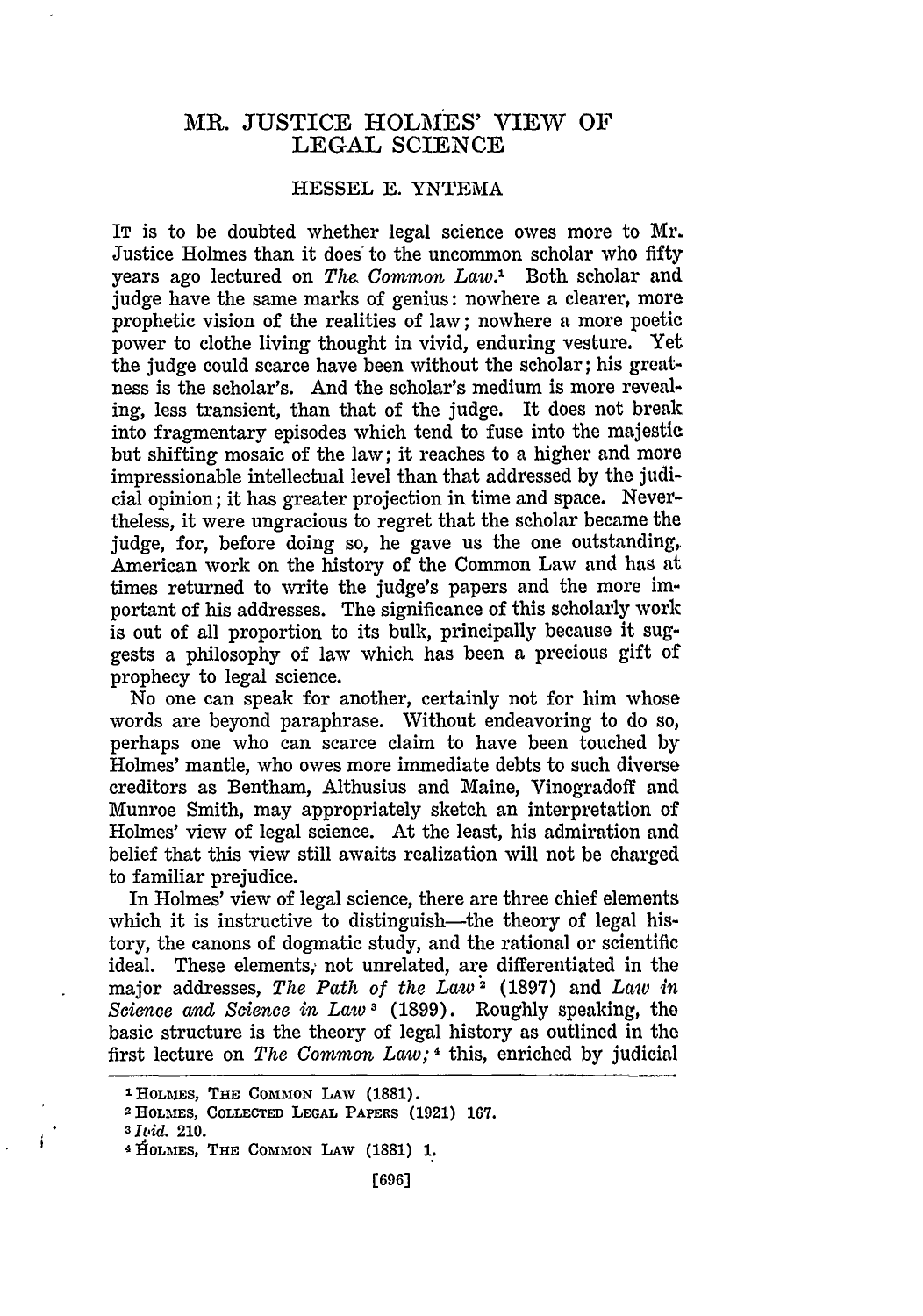# MR. JUSTICE HOLMES' VIEW OF LEGAL SCIENCE

HESSEL E. YNTEMA

IT is to be doubted whether legal science owes more to Mr. Justice Holmes than it does to the uncommon scholar who fifty years ago lectured on *The Common Law*.[1] Both scholar and judge have the same marks of genius: nowhere a clearer, more prophetic vision of the realities of law; nowhere a more poetic power to clothe living thought in vivid, enduring vesture. Yet the judge could scarce have been without the scholar; his greatness is the scholar's. And the scholar's medium is more revealing, less transient, than that of the judge. It does not break into fragmentary episodes which tend to fuse into the majestic but shifting mosaic of the law; it reaches to a higher and more impressionable intellectual level than that addressed by the judicial opinion; it has greater projection in time and space. Nevertheless, it were ungracious to regret that the scholar became the judge, for, before doing so, he gave us the one outstanding, American work on the history of the Common Law and has at times returned to write the judge's papers and the more important of his addresses. The significance of this scholarly work is out of all proportion to its bulk, principally because it suggests a philosophy of law which has been a precious gift of prophecy to legal science.

No one can speak for another, certainly not for him whose words are beyond paraphrase. Without endeavoring to do so, perhaps one who can scarce claim to have been touched by Holmes' mantle, who owes more immediate debts to such diverse creditors as Bentham, Althusius and Maine, Vinogradoff and Munroe Smith, may appropriately sketch an interpretation of Holmes' view of legal science. At the least, his admiration and belief that this view still awaits realization will not be charged to familiar prejudice.

In Holmes' view of legal science, there are three chief elements which it is instructive to distinguish—the theory of legal history, the canons of dogmatic study, and the rational or scientific ideal. These elements, not unrelated, are differentiated in the major addresses, *The Path of the Law*[2] (1897) and *Law in Science and Science in Law*[3] (1899). Roughly speaking, the basic structure is the theory of legal history as outlined in the first lecture on *The Common Law*;[4] this, enriched by judicial

---

[1] HOLMES, THE COMMON LAW (1881).

[2] HOLMES, COLLECTED LEGAL PAPERS (1921) 167.

[3] *Ibid.* 210.

[4] HOLMES, THE COMMON LAW (1881) 1.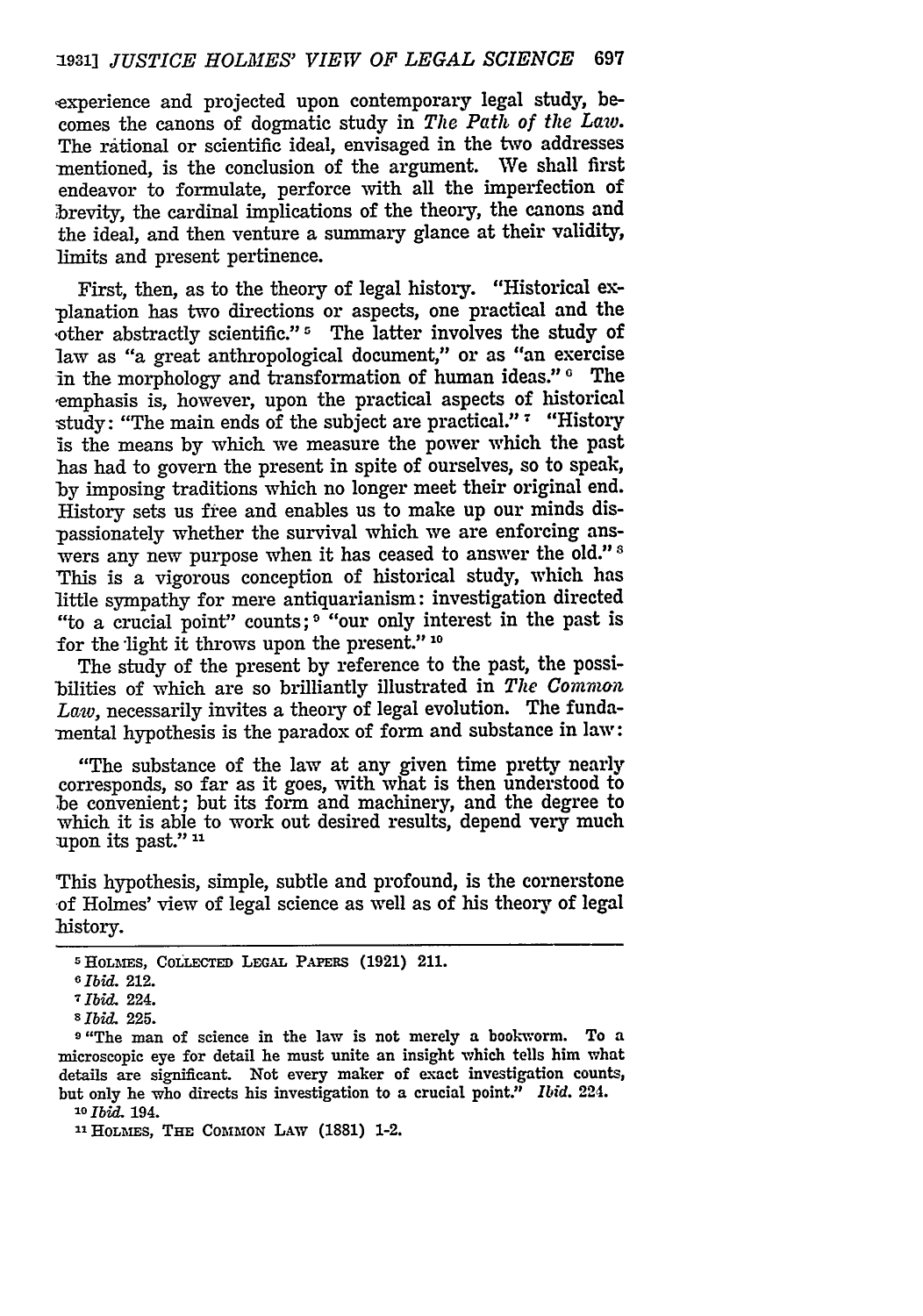experience and projected upon contemporary legal study, becomes the canons of dogmatic study in *The Path of the Law*. The rational or scientific ideal, envisaged in the two addresses mentioned, is the conclusion of the argument. We shall first endeavor to formulate, perforce with all the imperfection of brevity, the cardinal implications of the theory, the canons and the ideal, and then venture a summary glance at their validity, limits and present pertinence.

First, then, as to the theory of legal history. "Historical explanation has two directions or aspects, one practical and the other abstractly scientific." [5] The latter involves the study of law as "a great anthropological document," or as "an exercise in the morphology and transformation of human ideas." [6] The emphasis is, however, upon the practical aspects of historical study: "The main ends of the subject are practical." [7] "History is the means by which we measure the power which the past has had to govern the present in spite of ourselves, so to speak, by imposing traditions which no longer meet their original end. History sets us free and enables us to make up our minds dispassionately whether the survival which we are enforcing answers any new purpose when it has ceased to answer the old." [8] This is a vigorous conception of historical study, which has little sympathy for mere antiquarianism: investigation directed "to a crucial point" counts; [9] "our only interest in the past is for the light it throws upon the present." [10]

The study of the present by reference to the past, the possibilities of which are so brilliantly illustrated in *The Common Law*, necessarily invites a theory of legal evolution. The fundamental hypothesis is the paradox of form and substance in law:

> "The substance of the law at any given time pretty nearly corresponds, so far as it goes, with what is then understood to be convenient; but its form and machinery, and the degree to which it is able to work out desired results, depend very much upon its past." [11]

This hypothesis, simple, subtle and profound, is the cornerstone of Holmes' view of legal science as well as of his theory of legal history.

---

[5] HOLMES, COLLECTED LEGAL PAPERS (1921) 211.

[6] *Ibid.* 212.

[7] *Ibid.* 224.

[8] *Ibid.* 225.

[9] "The man of science in the law is not merely a bookworm. To a microscopic eye for detail he must unite an insight which tells him what details are significant. Not every maker of exact investigation counts, but only he who directs his investigation to a crucial point." *Ibid.* 224.

[10] *Ibid.* 194.

[11] HOLMES, THE COMMON LAW (1881) 1-2.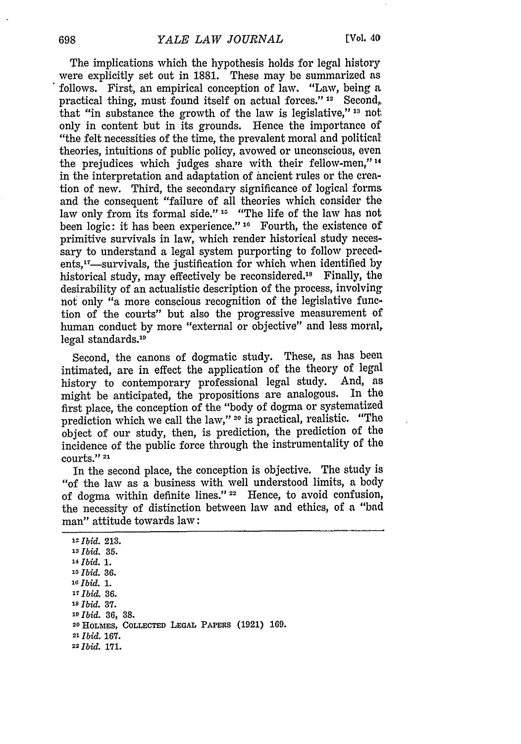The implications which the hypothesis holds for legal history were explicitly set out in 1881. These may be summarized as follows. First, an empirical conception of law. "Law, being a practical thing, must found itself on actual forces."[12] Second, that "in substance the growth of the law is legislative,"[13] not only in content but in its grounds. Hence the importance of "the felt necessities of the time, the prevalent moral and political theories, intuitions of public policy, avowed or unconscious, even the prejudices which judges share with their fellow-men,"[14] in the interpretation and adaptation of ancient rules or the creation of new. Third, the secondary significance of logical forms and the consequent "failure of all theories which consider the law only from its formal side."[15] "The life of the law has not been logic: it has been experience."[16] Fourth, the existence of primitive survivals in law, which render historical study necessary to understand a legal system purporting to follow precedents,[17]—survivals, the justification for which when identified by historical study, may effectively be reconsidered.[18] Finally, the desirability of an actualistic description of the process, involving not only "a more conscious recognition of the legislative function of the courts" but also the progressive measurement of human conduct by more "external or objective" and less moral, legal standards.[19]

Second, the canons of dogmatic study. These, as has been intimated, are in effect the application of the theory of legal history to contemporary professional legal study. And, as might be anticipated, the propositions are analogous. In the first place, the conception of the "body of dogma or systematized prediction which we call the law,"[20] is practical, realistic. "The object of our study, then, is prediction, the prediction of the incidence of the public force through the instrumentality of the courts."[21]

In the second place, the conception is objective. The study is "of the law as a business with well understood limits, a body of dogma within definite lines."[22] Hence, to avoid confusion, the necessity of distinction between law and ethics, of a "bad man" attitude towards law:

---

[12] *Ibid.* 213.
[13] *Ibid.* 35.
[14] *Ibid.* 1.
[15] *Ibid.* 36.
[16] *Ibid.* 1.
[17] *Ibid.* 36.
[18] *Ibid.* 37.
[19] *Ibid.* 36, 38.
[20] HOLMES, COLLECTED LEGAL PAPERS (1921) 169.
[21] *Ibid.* 167.
[22] *Ibid.* 171.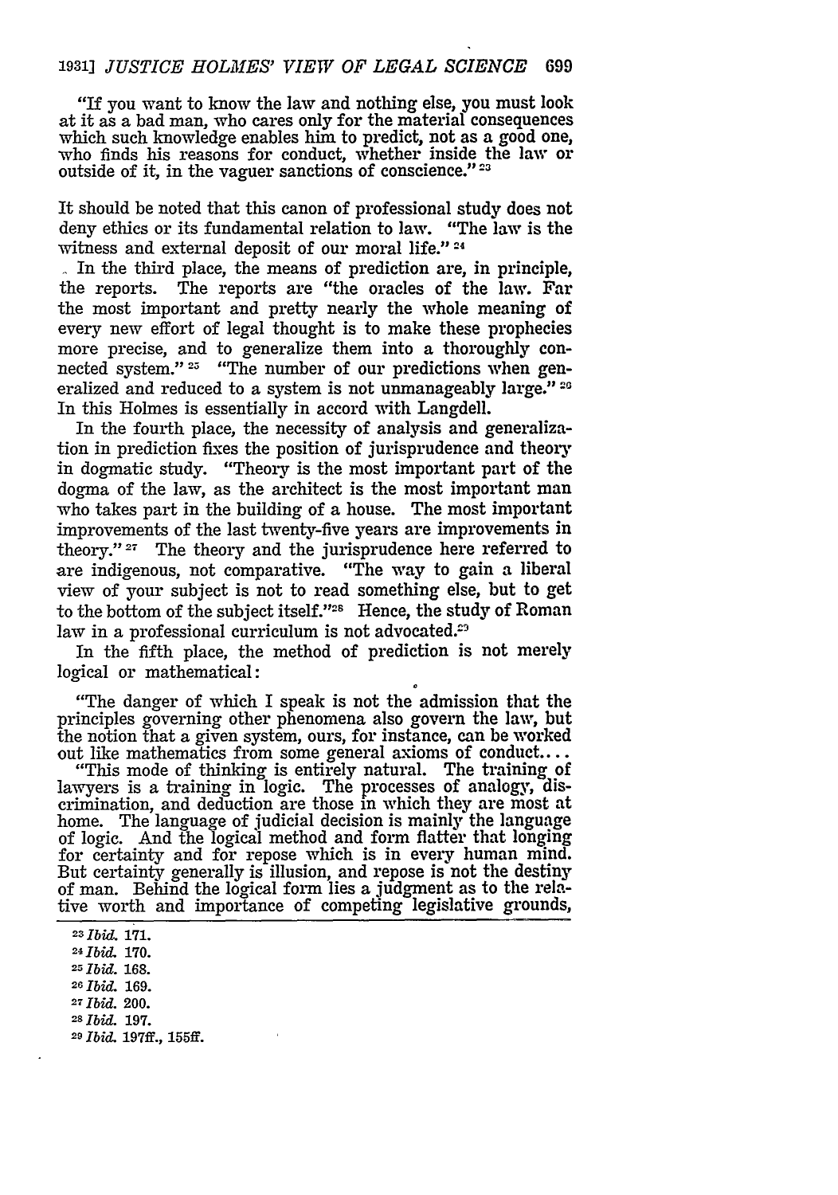"If you want to know the law and nothing else, you must look at it as a bad man, who cares only for the material consequences which such knowledge enables him to predict, not as a good one, who finds his reasons for conduct, whether inside the law or outside of it, in the vaguer sanctions of conscience."[23]

It should be noted that this canon of professional study does not deny ethics or its fundamental relation to law. "The law is the witness and external deposit of our moral life."[24]

In the third place, the means of prediction are, in principle, the reports. The reports are "the oracles of the law. Far the most important and pretty nearly the whole meaning of every new effort of legal thought is to make these prophecies more precise, and to generalize them into a thoroughly connected system."[25] "The number of our predictions when generalized and reduced to a system is not unmanageably large."[26] In this Holmes is essentially in accord with Langdell.

In the fourth place, the necessity of analysis and generalization in prediction fixes the position of jurisprudence and theory in dogmatic study. "Theory is the most important part of the dogma of the law, as the architect is the most important man who takes part in the building of a house. The most important improvements of the last twenty-five years are improvements in theory."[27] The theory and the jurisprudence here referred to are indigenous, not comparative. "The way to gain a liberal view of your subject is not to read something else, but to get to the bottom of the subject itself."[28] Hence, the study of Roman law in a professional curriculum is not advocated.[29]

In the fifth place, the method of prediction is not merely logical or mathematical:

"The danger of which I speak is not the admission that the principles governing other phenomena also govern the law, but the notion that a given system, ours, for instance, can be worked out like mathematics from some general axioms of conduct....

"This mode of thinking is entirely natural. The training of lawyers is a training in logic. The processes of analogy, discrimination, and deduction are those in which they are most at home. The language of judicial decision is mainly the language of logic. And the logical method and form flatter that longing for certainty and for repose which is in every human mind. But certainty generally is illusion, and repose is not the destiny of man. Behind the logical form lies a judgment as to the relative worth and importance of competing legislative grounds,

---

[23] *Ibid.* 171.
[24] *Ibid.* 170.
[25] *Ibid.* 168.
[26] *Ibid.* 169.
[27] *Ibid.* 200.
[28] *Ibid.* 197.
[29] *Ibid.* 197ff., 155ff.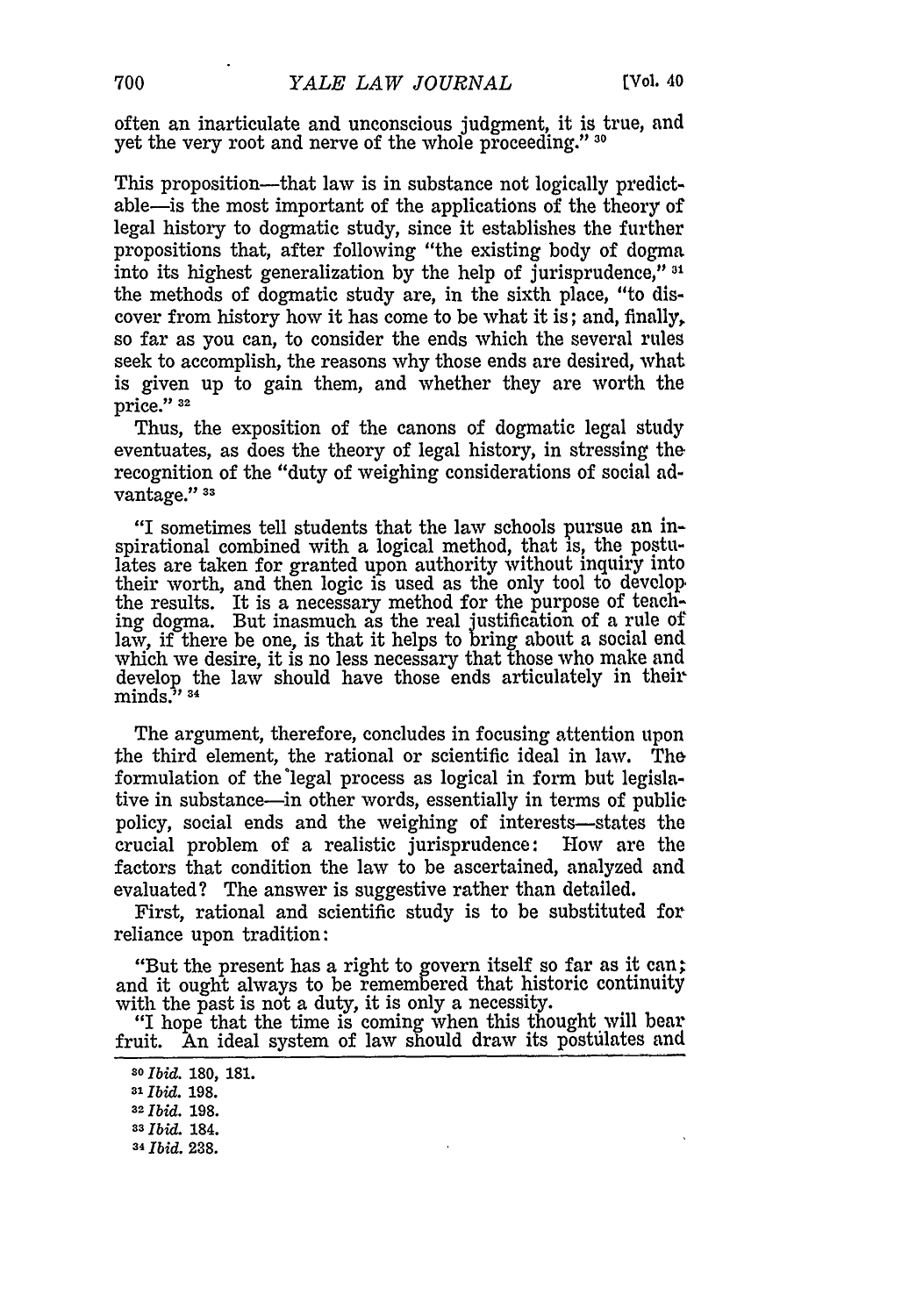often an inarticulate and unconscious judgment, it is true, and yet the very root and nerve of the whole proceeding."[30]

This proposition—that law is in substance not logically predictable—is the most important of the applications of the theory of legal history to dogmatic study, since it establishes the further propositions that, after following "the existing body of dogma into its highest generalization by the help of jurisprudence,"[31] the methods of dogmatic study are, in the sixth place, "to discover from history how it has come to be what it is; and, finally, so far as you can, to consider the ends which the several rules seek to accomplish, the reasons why those ends are desired, what is given up to gain them, and whether they are worth the price."[32]

Thus, the exposition of the canons of dogmatic legal study eventuates, as does the theory of legal history, in stressing the recognition of the "duty of weighing considerations of social advantage."[33]

> "I sometimes tell students that the law schools pursue an inspirational combined with a logical method, that is, the postulates are taken for granted upon authority without inquiry into their worth, and then logic is used as the only tool to develop the results. It is a necessary method for the purpose of teaching dogma. But inasmuch as the real justification of a rule of law, if there be one, is that it helps to bring about a social end which we desire, it is no less necessary that those who make and develop the law should have those ends articulately in their minds."[34]

The argument, therefore, concludes in focusing attention upon the third element, the rational or scientific ideal in law. The formulation of the legal process as logical in form but legislative in substance—in other words, essentially in terms of public policy, social ends and the weighing of interests—states the crucial problem of a realistic jurisprudence: How are the factors that condition the law to be ascertained, analyzed and evaluated? The answer is suggestive rather than detailed.

First, rational and scientific study is to be substituted for reliance upon tradition:

> "But the present has a right to govern itself so far as it can; and it ought always to be remembered that historic continuity with the past is not a duty, it is only a necessity.
>
> "I hope that the time is coming when this thought will bear fruit. An ideal system of law should draw its postulates and

[30] *Ibid.* 180, 181.
[31] *Ibid.* 198.
[32] *Ibid.* 198.
[33] *Ibid.* 184.
[34] *Ibid.* 238.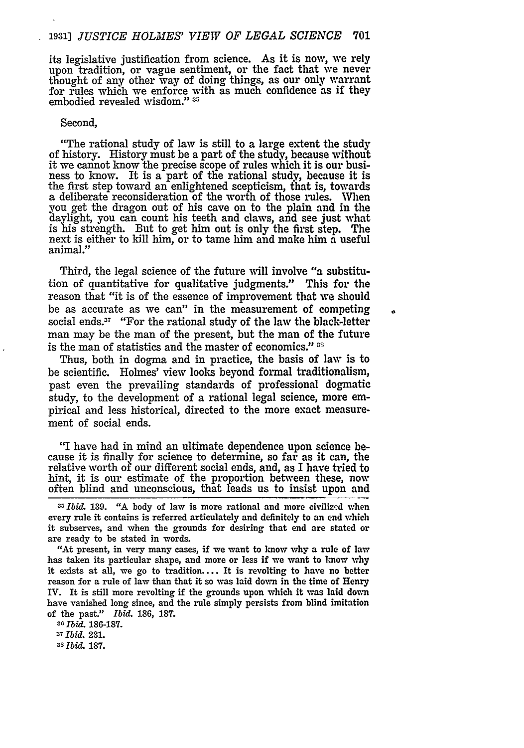its legislative justification from science. As it is now, we rely upon tradition, or vague sentiment, or the fact that we never thought of any other way of doing things, as our only warrant for rules which we enforce with as much confidence as if they embodied revealed wisdom."[35]

Second,

> "The rational study of law is still to a large extent the study of history. History must be a part of the study, because without it we cannot know the precise scope of rules which it is our business to know. It is a part of the rational study, because it is the first step toward an enlightened scepticism, that is, towards a deliberate reconsideration of the worth of those rules. When you get the dragon out of his cave on to the plain and in the daylight, you can count his teeth and claws, and see just what is his strength. But to get him out is only the first step. The next is either to kill him, or to tame him and make him a useful animal."

Third, the legal science of the future will involve "a substitution of quantitative for qualitative judgments." This for the reason that "it is of the essence of improvement that we should be as accurate as we can" in the measurement of competing social ends.[37] "For the rational study of the law the black-letter man may be the man of the present, but the man of the future is the man of statistics and the master of economics."[38]

Thus, both in dogma and in practice, the basis of law is to be scientific. Holmes' view looks beyond formal traditionalism, past even the prevailing standards of professional dogmatic study, to the development of a rational legal science, more empirical and less historical, directed to the more exact measurement of social ends.

> "I have had in mind an ultimate dependence upon science because it is finally for science to determine, so far as it can, the relative worth of our different social ends, and, as I have tried to hint, it is our estimate of the proportion between these, now often blind and unconscious, that leads us to insist upon and

---

[35] *Ibid.* 139. "A body of law is more rational and more civilized when every rule it contains is referred articulately and definitely to an end which it subserves, and when the grounds for desiring that end are stated or are ready to be stated in words.

"At present, in very many cases, if we want to know why a rule of law has taken its particular shape, and more or less if we want to know why it exists at all, we go to tradition.... It is revolting to have no better reason for a rule of law than that it so was laid down in the time of Henry IV. It is still more revolting if the grounds upon which it was laid down have vanished long since, and the rule simply persists from blind imitation of the past." *Ibid.* 186, 187.

[36] *Ibid.* 186-187.

[37] *Ibid.* 231.

[38] *Ibid.* 187.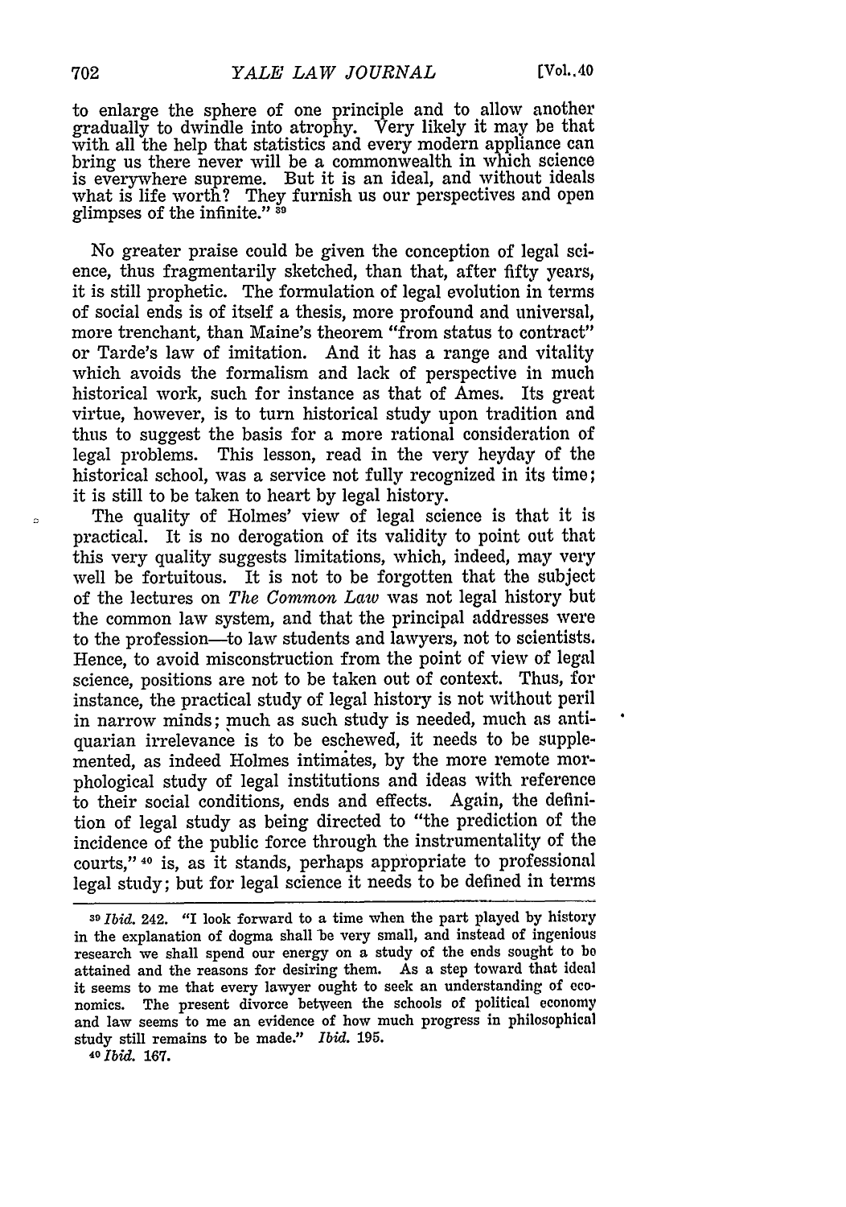to enlarge the sphere of one principle and to allow another gradually to dwindle into atrophy. Very likely it may be that with all the help that statistics and every modern appliance can bring us there never will be a commonwealth in which science is everywhere supreme. But it is an ideal, and without ideals what is life worth? They furnish us our perspectives and open glimpses of the infinite." [39]

No greater praise could be given the conception of legal science, thus fragmentarily sketched, than that, after fifty years, it is still prophetic. The formulation of legal evolution in terms of social ends is of itself a thesis, more profound and universal, more trenchant, than Maine's theorem "from status to contract" or Tarde's law of imitation. And it has a range and vitality which avoids the formalism and lack of perspective in much historical work, such for instance as that of Ames. Its great virtue, however, is to turn historical study upon tradition and thus to suggest the basis for a more rational consideration of legal problems. This lesson, read in the very heyday of the historical school, was a service not fully recognized in its time; it is still to be taken to heart by legal history.

The quality of Holmes' view of legal science is that it is practical. It is no derogation of its validity to point out that this very quality suggests limitations, which, indeed, may very well be fortuitous. It is not to be forgotten that the subject of the lectures on *The Common Law* was not legal history but the common law system, and that the principal addresses were to the profession—to law students and lawyers, not to scientists. Hence, to avoid misconstruction from the point of view of legal science, positions are not to be taken out of context. Thus, for instance, the practical study of legal history is not without peril in narrow minds; much as such study is needed, much as antiquarian irrelevance is to be eschewed, it needs to be supplemented, as indeed Holmes intimates, by the more remote morphological study of legal institutions and ideas with reference to their social conditions, ends and effects. Again, the definition of legal study as being directed to "the prediction of the incidence of the public force through the instrumentality of the courts," [40] is, as it stands, perhaps appropriate to professional legal study; but for legal science it needs to be defined in terms

---

[39] *Ibid.* 242. "I look forward to a time when the part played by history in the explanation of dogma shall be very small, and instead of ingenious research we shall spend our energy on a study of the ends sought to be attained and the reasons for desiring them. As a step toward that ideal it seems to me that every lawyer ought to seek an understanding of economics. The present divorce between the schools of political economy and law seems to me an evidence of how much progress in philosophical study still remains to be made." *Ibid.* 195.

[40] *Ibid.* 167.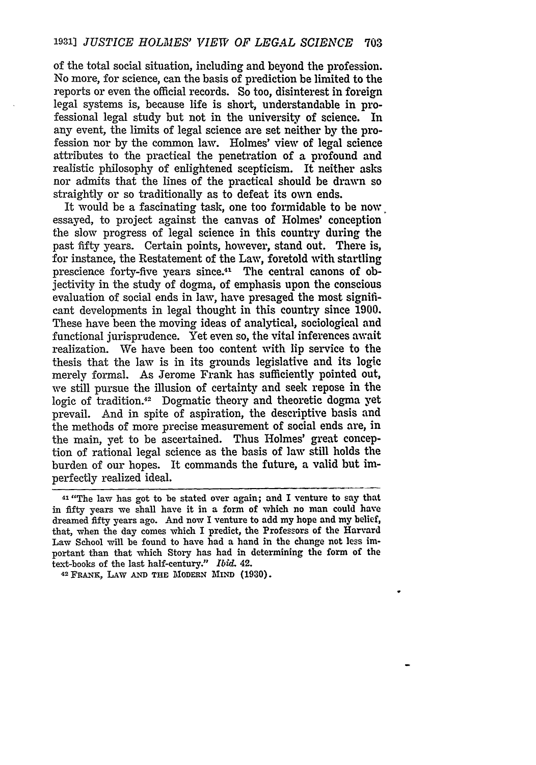of the total social situation, including and beyond the profession. No more, for science, can the basis of prediction be limited to the reports or even the official records. So too, disinterest in foreign legal systems is, because life is short, understandable in professional legal study but not in the university of science. In any event, the limits of legal science are set neither by the profession nor by the common law. Holmes' view of legal science attributes to the practical the penetration of a profound and realistic philosophy of enlightened scepticism. It neither asks nor admits that the lines of the practical should be drawn so straightly or so traditionally as to defeat its own ends.

It would be a fascinating task, one too formidable to be now essayed, to project against the canvas of Holmes' conception the slow progress of legal science in this country during the past fifty years. Certain points, however, stand out. There is, for instance, the Restatement of the Law, foretold with startling prescience forty-five years since.[41] The central canons of objectivity in the study of dogma, of emphasis upon the conscious evaluation of social ends in law, have presaged the most significant developments in legal thought in this country since 1900. These have been the moving ideas of analytical, sociological and functional jurisprudence. Yet even so, the vital inferences await realization. We have been too content with lip service to the thesis that the law is in its grounds legislative and its logic merely formal. As Jerome Frank has sufficiently pointed out, we still pursue the illusion of certainty and seek repose in the logic of tradition.[42] Dogmatic theory and theoretic dogma yet prevail. And in spite of aspiration, the descriptive basis and the methods of more precise measurement of social ends are, in the main, yet to be ascertained. Thus Holmes' great conception of rational legal science as the basis of law still holds the burden of our hopes. It commands the future, a valid but imperfectly realized ideal.

---

[41] "The law has got to be stated over again; and I venture to say that in fifty years we shall have it in a form of which no man could have dreamed fifty years ago. And now I venture to add my hope and my belief, that, when the day comes which I predict, the Professors of the Harvard Law School will be found to have had a hand in the change not less important than that which Story has had in determining the form of the text-books of the last half-century." *Ibid.* 42.

[42] FRANK, LAW AND THE MODERN MIND (1930).